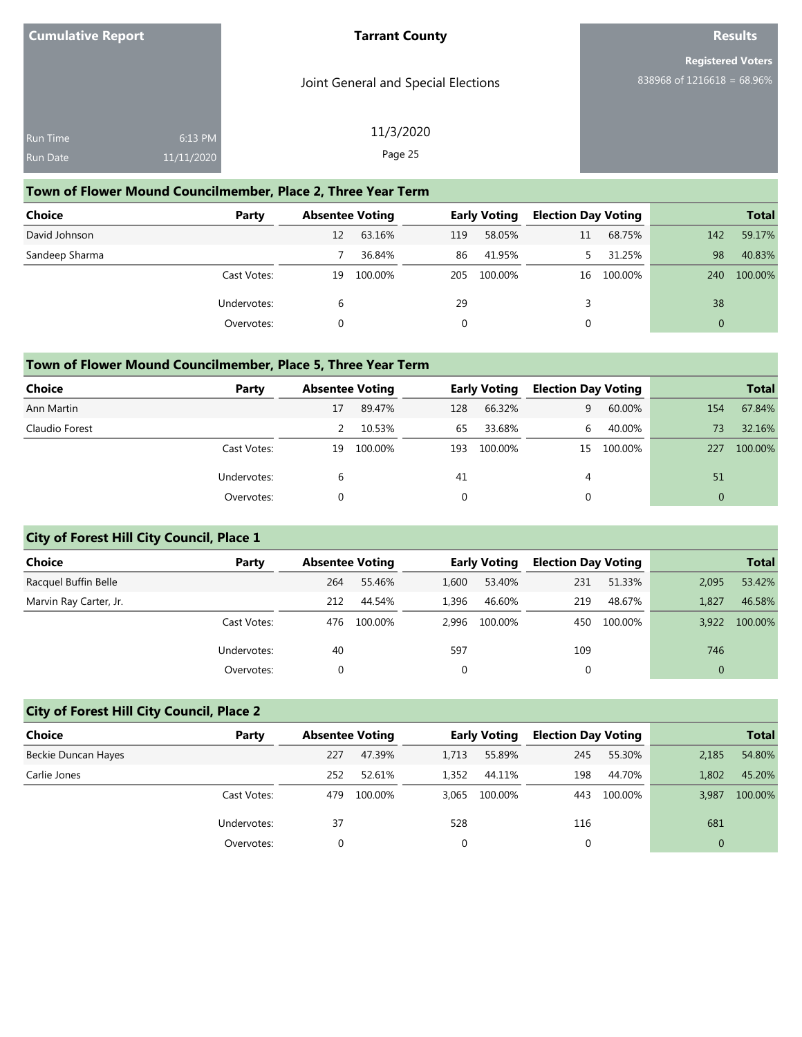**Cumulative Report** | **Tarrant County** | **Results**

Joint General and Special Elections

11/3/2020

Run Time 6:13 PM
Run Date 11/11/2020

**Registered Voters**
838968 of 1216618 = 68.96%

## Town of Flower Mound Councilmember, Place 2, Three Year Term

| Choice | Party | Absentee Voting | | Early Voting | | Election Day Voting | | Total | |
|---|---|---|---|---|---|---|---|---|---|
| David Johnson | | 12 | 63.16% | 119 | 58.05% | 11 | 68.75% | 142 | 59.17% |
| Sandeep Sharma | | 7 | 36.84% | 86 | 41.95% | 5 | 31.25% | 98 | 40.83% |
| | Cast Votes: | 19 | 100.00% | 205 | 100.00% | 16 | 100.00% | 240 | 100.00% |
| | Undervotes: | 6 | | 29 | | 3 | | 38 | |
| | Overvotes: | 0 | | 0 | | 0 | | 0 | |

## Town of Flower Mound Councilmember, Place 5, Three Year Term

| Choice | Party | Absentee Voting | | Early Voting | | Election Day Voting | | Total | |
|---|---|---|---|---|---|---|---|---|---|
| Ann Martin | | 17 | 89.47% | 128 | 66.32% | 9 | 60.00% | 154 | 67.84% |
| Claudio Forest | | 2 | 10.53% | 65 | 33.68% | 6 | 40.00% | 73 | 32.16% |
| | Cast Votes: | 19 | 100.00% | 193 | 100.00% | 15 | 100.00% | 227 | 100.00% |
| | Undervotes: | 6 | | 41 | | 4 | | 51 | |
| | Overvotes: | 0 | | 0 | | 0 | | 0 | |

## City of Forest Hill City Council, Place 1

| Choice | Party | Absentee Voting | | Early Voting | | Election Day Voting | | Total | |
|---|---|---|---|---|---|---|---|---|---|
| Racquel Buffin Belle | | 264 | 55.46% | 1,600 | 53.40% | 231 | 51.33% | 2,095 | 53.42% |
| Marvin Ray Carter, Jr. | | 212 | 44.54% | 1,396 | 46.60% | 219 | 48.67% | 1,827 | 46.58% |
| | Cast Votes: | 476 | 100.00% | 2,996 | 100.00% | 450 | 100.00% | 3,922 | 100.00% |
| | Undervotes: | 40 | | 597 | | 109 | | 746 | |
| | Overvotes: | 0 | | 0 | | 0 | | 0 | |

## City of Forest Hill City Council, Place 2

| Choice | Party | Absentee Voting | | Early Voting | | Election Day Voting | | Total | |
|---|---|---|---|---|---|---|---|---|---|
| Beckie Duncan Hayes | | 227 | 47.39% | 1,713 | 55.89% | 245 | 55.30% | 2,185 | 54.80% |
| Carlie Jones | | 252 | 52.61% | 1,352 | 44.11% | 198 | 44.70% | 1,802 | 45.20% |
| | Cast Votes: | 479 | 100.00% | 3,065 | 100.00% | 443 | 100.00% | 3,987 | 100.00% |
| | Undervotes: | 37 | | 528 | | 116 | | 681 | |
| | Overvotes: | 0 | | 0 | | 0 | | 0 | |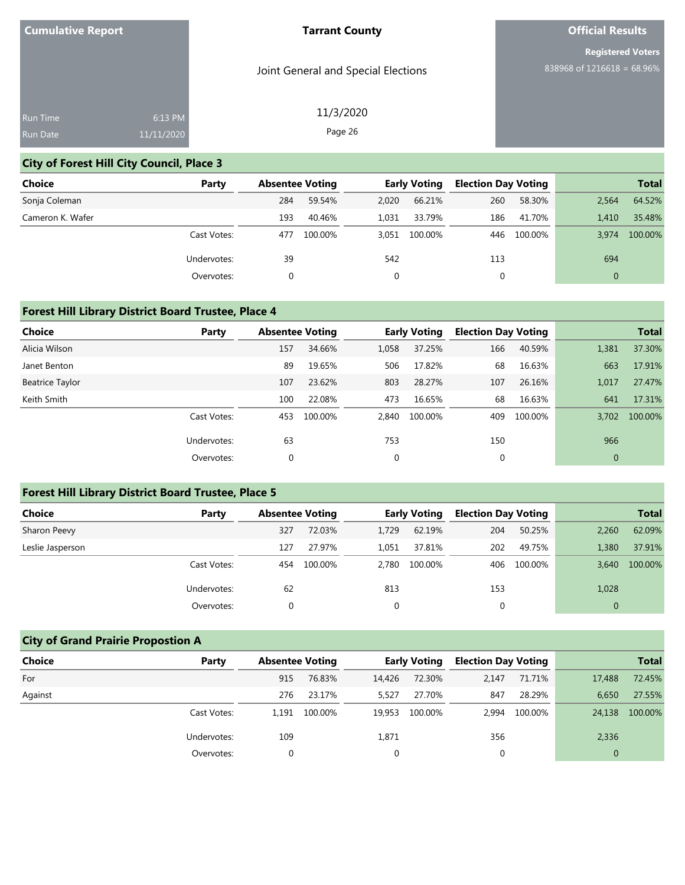Cumulative Report

Run Time 6:13 PM
Run Date 11/11/2020

**Tarrant County**

Joint General and Special Elections

11/3/2020

**Official Results**

**Registered Voters**
838968 of 1216618 = 68.96%

### City of Forest Hill City Council, Place 3

| Choice | Party | Absentee Voting | | Early Voting | | Election Day Voting | | Total | |
|---|---|---|---|---|---|---|---|---|---|
| Sonja Coleman | | 284 | 59.54% | 2,020 | 66.21% | 260 | 58.30% | 2,564 | 64.52% |
| Cameron K. Wafer | | 193 | 40.46% | 1,031 | 33.79% | 186 | 41.70% | 1,410 | 35.48% |
| | Cast Votes: | 477 | 100.00% | 3,051 | 100.00% | 446 | 100.00% | 3,974 | 100.00% |
| | Undervotes: | 39 | | 542 | | 113 | | 694 | |
| | Overvotes: | 0 | | 0 | | 0 | | 0 | |

### Forest Hill Library District Board Trustee, Place 4

| Choice | Party | Absentee Voting | | Early Voting | | Election Day Voting | | Total | |
|---|---|---|---|---|---|---|---|---|---|
| Alicia Wilson | | 157 | 34.66% | 1,058 | 37.25% | 166 | 40.59% | 1,381 | 37.30% |
| Janet Benton | | 89 | 19.65% | 506 | 17.82% | 68 | 16.63% | 663 | 17.91% |
| Beatrice Taylor | | 107 | 23.62% | 803 | 28.27% | 107 | 26.16% | 1,017 | 27.47% |
| Keith Smith | | 100 | 22.08% | 473 | 16.65% | 68 | 16.63% | 641 | 17.31% |
| | Cast Votes: | 453 | 100.00% | 2,840 | 100.00% | 409 | 100.00% | 3,702 | 100.00% |
| | Undervotes: | 63 | | 753 | | 150 | | 966 | |
| | Overvotes: | 0 | | 0 | | 0 | | 0 | |

### Forest Hill Library District Board Trustee, Place 5

| Choice | Party | Absentee Voting | | Early Voting | | Election Day Voting | | Total | |
|---|---|---|---|---|---|---|---|---|---|
| Sharon Peevy | | 327 | 72.03% | 1,729 | 62.19% | 204 | 50.25% | 2,260 | 62.09% |
| Leslie Jasperson | | 127 | 27.97% | 1,051 | 37.81% | 202 | 49.75% | 1,380 | 37.91% |
| | Cast Votes: | 454 | 100.00% | 2,780 | 100.00% | 406 | 100.00% | 3,640 | 100.00% |
| | Undervotes: | 62 | | 813 | | 153 | | 1,028 | |
| | Overvotes: | 0 | | 0 | | 0 | | 0 | |

### City of Grand Prairie Propostion A

| Choice | Party | Absentee Voting | | Early Voting | | Election Day Voting | | Total | |
|---|---|---|---|---|---|---|---|---|---|
| For | | 915 | 76.83% | 14,426 | 72.30% | 2,147 | 71.71% | 17,488 | 72.45% |
| Against | | 276 | 23.17% | 5,527 | 27.70% | 847 | 28.29% | 6,650 | 27.55% |
| | Cast Votes: | 1,191 | 100.00% | 19,953 | 100.00% | 2,994 | 100.00% | 24,138 | 100.00% |
| | Undervotes: | 109 | | 1,871 | | 356 | | 2,336 | |
| | Overvotes: | 0 | | 0 | | 0 | | 0 | |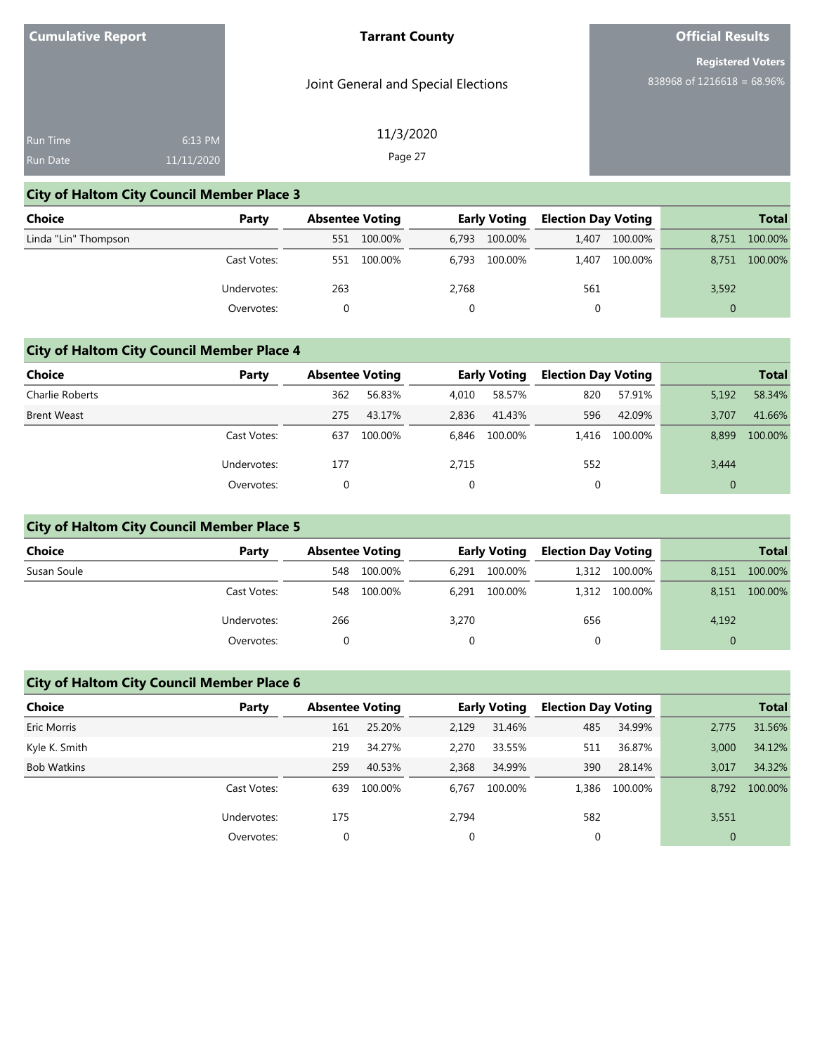## City of Haltom City Council Member Place 3

| Choice | Party | Absentee Voting | | Early Voting | | Election Day Voting | | Total | |
|---|---|---|---|---|---|---|---|---|---|
| Linda "Lin" Thompson | | 551 | 100.00% | 6,793 | 100.00% | 1,407 | 100.00% | 8,751 | 100.00% |
| | Cast Votes: | 551 | 100.00% | 6,793 | 100.00% | 1,407 | 100.00% | 8,751 | 100.00% |
| | Undervotes: | 263 | | 2,768 | | 561 | | 3,592 | |
| | Overvotes: | 0 | | 0 | | 0 | | 0 | |

## City of Haltom City Council Member Place 4

| Choice | Party | Absentee Voting | | Early Voting | | Election Day Voting | | Total | |
|---|---|---|---|---|---|---|---|---|---|
| Charlie Roberts | | 362 | 56.83% | 4,010 | 58.57% | 820 | 57.91% | 5,192 | 58.34% |
| Brent Weast | | 275 | 43.17% | 2,836 | 41.43% | 596 | 42.09% | 3,707 | 41.66% |
| | Cast Votes: | 637 | 100.00% | 6,846 | 100.00% | 1,416 | 100.00% | 8,899 | 100.00% |
| | Undervotes: | 177 | | 2,715 | | 552 | | 3,444 | |
| | Overvotes: | 0 | | 0 | | 0 | | 0 | |

## City of Haltom City Council Member Place 5

| Choice | Party | Absentee Voting | | Early Voting | | Election Day Voting | | Total | |
|---|---|---|---|---|---|---|---|---|---|
| Susan Soule | | 548 | 100.00% | 6,291 | 100.00% | 1,312 | 100.00% | 8,151 | 100.00% |
| | Cast Votes: | 548 | 100.00% | 6,291 | 100.00% | 1,312 | 100.00% | 8,151 | 100.00% |
| | Undervotes: | 266 | | 3,270 | | 656 | | 4,192 | |
| | Overvotes: | 0 | | 0 | | 0 | | 0 | |

## City of Haltom City Council Member Place 6

| Choice | Party | Absentee Voting | | Early Voting | | Election Day Voting | | Total | |
|---|---|---|---|---|---|---|---|---|---|
| Eric Morris | | 161 | 25.20% | 2,129 | 31.46% | 485 | 34.99% | 2,775 | 31.56% |
| Kyle K. Smith | | 219 | 34.27% | 2,270 | 33.55% | 511 | 36.87% | 3,000 | 34.12% |
| Bob Watkins | | 259 | 40.53% | 2,368 | 34.99% | 390 | 28.14% | 3,017 | 34.32% |
| | Cast Votes: | 639 | 100.00% | 6,767 | 100.00% | 1,386 | 100.00% | 8,792 | 100.00% |
| | Undervotes: | 175 | | 2,794 | | 582 | | 3,551 | |
| | Overvotes: | 0 | | 0 | | 0 | | 0 | |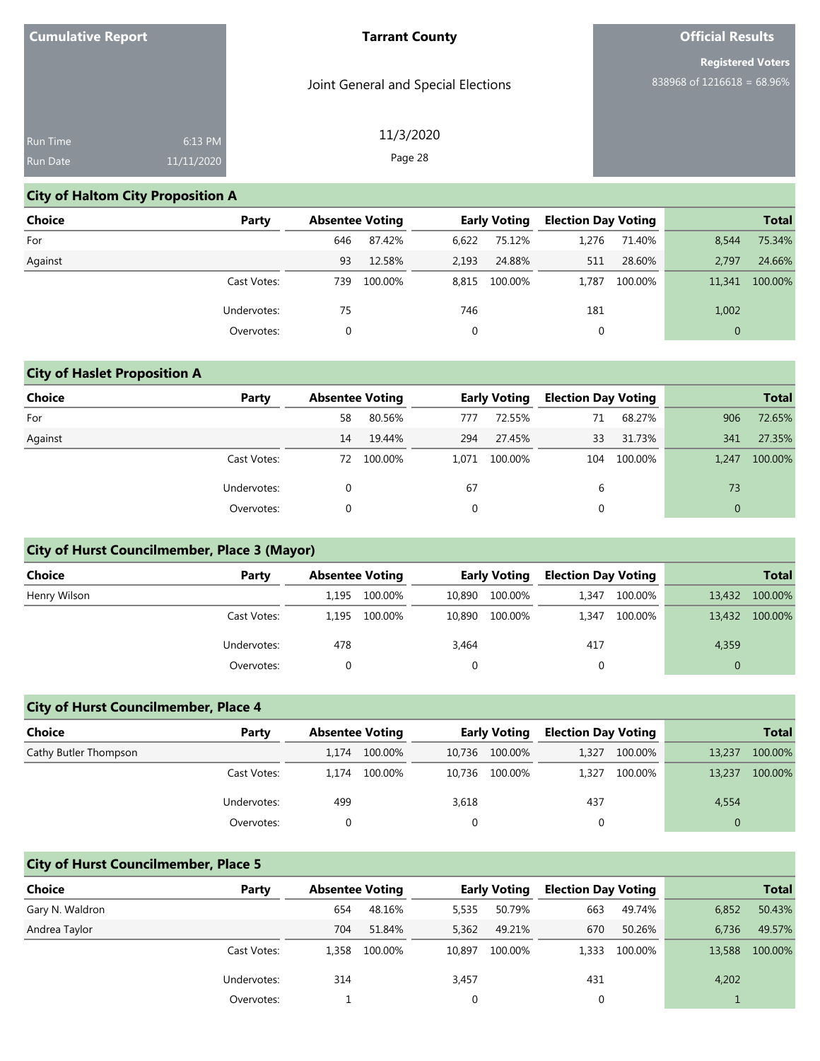**Cumulative Report**

Run Time 6:13 PM
Run Date 11/11/2020

**Tarrant County**

Joint General and Special Elections

11/3/2020

**Official Results**

**Registered Voters**
838968 of 1216618 = 68.96%

## City of Haltom City Proposition A

| Choice | Party | Absentee Voting | | Early Voting | | Election Day Voting | | Total | |
|---|---|---|---|---|---|---|---|---|---|
| For | | 646 | 87.42% | 6,622 | 75.12% | 1,276 | 71.40% | 8,544 | 75.34% |
| Against | | 93 | 12.58% | 2,193 | 24.88% | 511 | 28.60% | 2,797 | 24.66% |
| | Cast Votes: | 739 | 100.00% | 8,815 | 100.00% | 1,787 | 100.00% | 11,341 | 100.00% |
| | Undervotes: | 75 | | 746 | | 181 | | 1,002 | |
| | Overvotes: | 0 | | 0 | | 0 | | 0 | |

## City of Haslet Proposition A

| Choice | Party | Absentee Voting | | Early Voting | | Election Day Voting | | Total | |
|---|---|---|---|---|---|---|---|---|---|
| For | | 58 | 80.56% | 777 | 72.55% | 71 | 68.27% | 906 | 72.65% |
| Against | | 14 | 19.44% | 294 | 27.45% | 33 | 31.73% | 341 | 27.35% |
| | Cast Votes: | 72 | 100.00% | 1,071 | 100.00% | 104 | 100.00% | 1,247 | 100.00% |
| | Undervotes: | 0 | | 67 | | 6 | | 73 | |
| | Overvotes: | 0 | | 0 | | 0 | | 0 | |

## City of Hurst Councilmember, Place 3 (Mayor)

| Choice | Party | Absentee Voting | | Early Voting | | Election Day Voting | | Total | |
|---|---|---|---|---|---|---|---|---|---|
| Henry Wilson | | 1,195 | 100.00% | 10,890 | 100.00% | 1,347 | 100.00% | 13,432 | 100.00% |
| | Cast Votes: | 1,195 | 100.00% | 10,890 | 100.00% | 1,347 | 100.00% | 13,432 | 100.00% |
| | Undervotes: | 478 | | 3,464 | | 417 | | 4,359 | |
| | Overvotes: | 0 | | 0 | | 0 | | 0 | |

## City of Hurst Councilmember, Place 4

| Choice | Party | Absentee Voting | | Early Voting | | Election Day Voting | | Total | |
|---|---|---|---|---|---|---|---|---|---|
| Cathy Butler Thompson | | 1,174 | 100.00% | 10,736 | 100.00% | 1,327 | 100.00% | 13,237 | 100.00% |
| | Cast Votes: | 1,174 | 100.00% | 10,736 | 100.00% | 1,327 | 100.00% | 13,237 | 100.00% |
| | Undervotes: | 499 | | 3,618 | | 437 | | 4,554 | |
| | Overvotes: | 0 | | 0 | | 0 | | 0 | |

## City of Hurst Councilmember, Place 5

| Choice | Party | Absentee Voting | | Early Voting | | Election Day Voting | | Total | |
|---|---|---|---|---|---|---|---|---|---|
| Gary N. Waldron | | 654 | 48.16% | 5,535 | 50.79% | 663 | 49.74% | 6,852 | 50.43% |
| Andrea Taylor | | 704 | 51.84% | 5,362 | 49.21% | 670 | 50.26% | 6,736 | 49.57% |
| | Cast Votes: | 1,358 | 100.00% | 10,897 | 100.00% | 1,333 | 100.00% | 13,588 | 100.00% |
| | Undervotes: | 314 | | 3,457 | | 431 | | 4,202 | |
| | Overvotes: | 1 | | 0 | | 0 | | 1 | |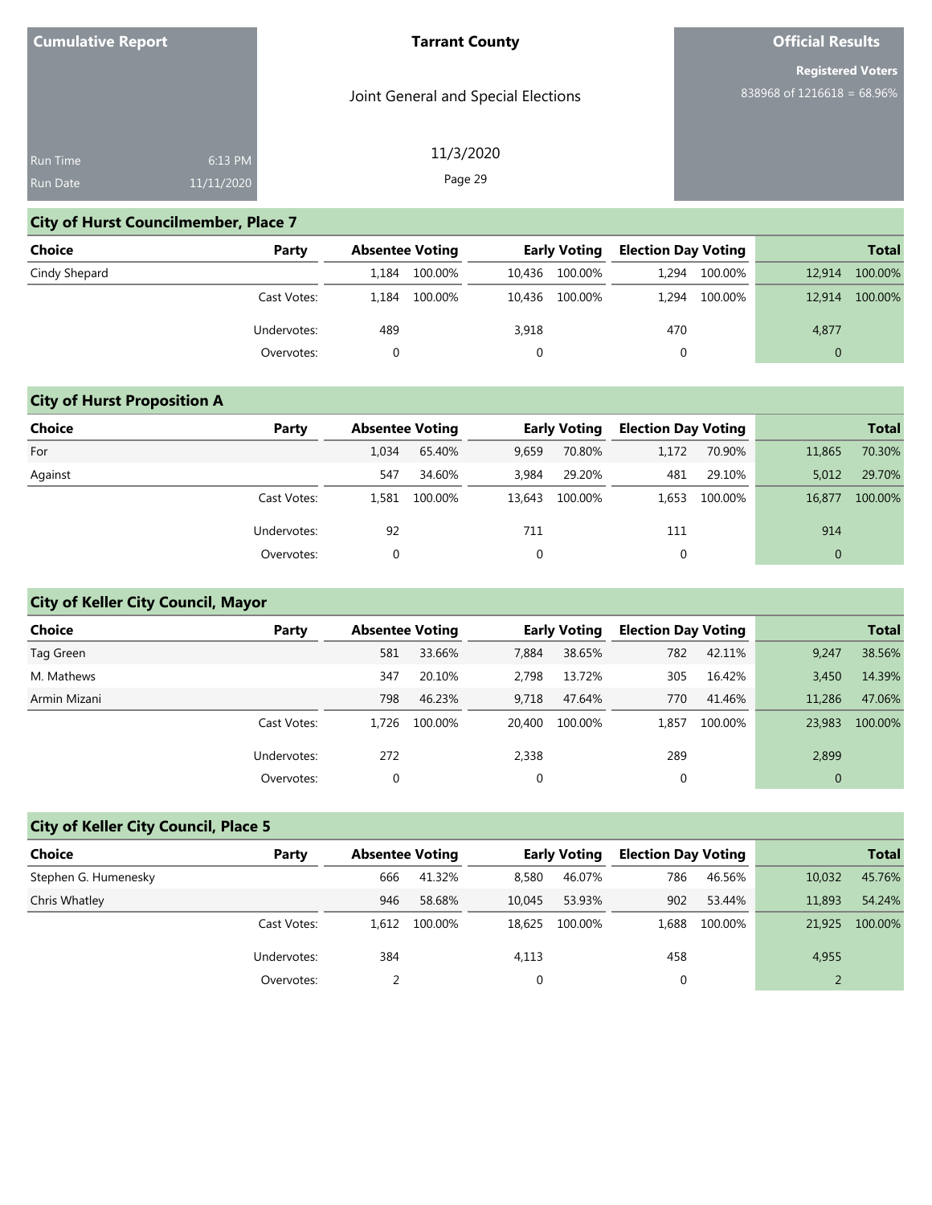**Cumulative Report**

Run Time 6:13 PM
Run Date 11/11/2020

**Tarrant County**

Joint General and Special Elections

11/3/2020

**Official Results**

**Registered Voters**
838968 of 1216618 = 68.96%

## City of Hurst Councilmember, Place 7

| Choice | Party | Absentee Voting | | Early Voting | | Election Day Voting | | Total | |
|---|---|---|---|---|---|---|---|---|---|
| Cindy Shepard | | 1,184 | 100.00% | 10,436 | 100.00% | 1,294 | 100.00% | 12,914 | 100.00% |
| | Cast Votes: | 1,184 | 100.00% | 10,436 | 100.00% | 1,294 | 100.00% | 12,914 | 100.00% |
| | Undervotes: | 489 | | 3,918 | | 470 | | 4,877 | |
| | Overvotes: | 0 | | 0 | | 0 | | 0 | |

## City of Hurst Proposition A

| Choice | Party | Absentee Voting | | Early Voting | | Election Day Voting | | Total | |
|---|---|---|---|---|---|---|---|---|---|
| For | | 1,034 | 65.40% | 9,659 | 70.80% | 1,172 | 70.90% | 11,865 | 70.30% |
| Against | | 547 | 34.60% | 3,984 | 29.20% | 481 | 29.10% | 5,012 | 29.70% |
| | Cast Votes: | 1,581 | 100.00% | 13,643 | 100.00% | 1,653 | 100.00% | 16,877 | 100.00% |
| | Undervotes: | 92 | | 711 | | 111 | | 914 | |
| | Overvotes: | 0 | | 0 | | 0 | | 0 | |

## City of Keller City Council, Mayor

| Choice | Party | Absentee Voting | | Early Voting | | Election Day Voting | | Total | |
|---|---|---|---|---|---|---|---|---|---|
| Tag Green | | 581 | 33.66% | 7,884 | 38.65% | 782 | 42.11% | 9,247 | 38.56% |
| M. Mathews | | 347 | 20.10% | 2,798 | 13.72% | 305 | 16.42% | 3,450 | 14.39% |
| Armin Mizani | | 798 | 46.23% | 9,718 | 47.64% | 770 | 41.46% | 11,286 | 47.06% |
| | Cast Votes: | 1,726 | 100.00% | 20,400 | 100.00% | 1,857 | 100.00% | 23,983 | 100.00% |
| | Undervotes: | 272 | | 2,338 | | 289 | | 2,899 | |
| | Overvotes: | 0 | | 0 | | 0 | | 0 | |

## City of Keller City Council, Place 5

| Choice | Party | Absentee Voting | | Early Voting | | Election Day Voting | | Total | |
|---|---|---|---|---|---|---|---|---|---|
| Stephen G. Humenesky | | 666 | 41.32% | 8,580 | 46.07% | 786 | 46.56% | 10,032 | 45.76% |
| Chris Whatley | | 946 | 58.68% | 10,045 | 53.93% | 902 | 53.44% | 11,893 | 54.24% |
| | Cast Votes: | 1,612 | 100.00% | 18,625 | 100.00% | 1,688 | 100.00% | 21,925 | 100.00% |
| | Undervotes: | 384 | | 4,113 | | 458 | | 4,955 | |
| | Overvotes: | 2 | | 0 | | 0 | | 2 | |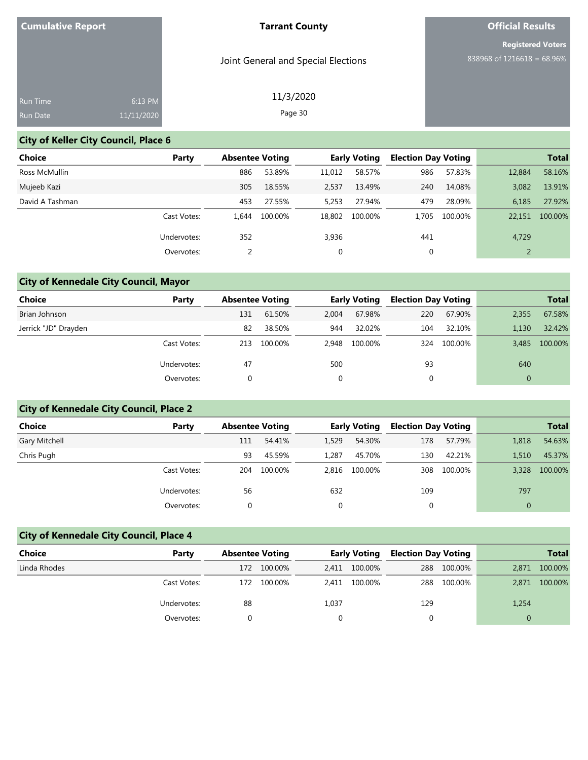**Cumulative Report**

Run Time 6:13 PM
Run Date 11/11/2020

**Tarrant County**

Joint General and Special Elections

11/3/2020

**Official Results**

**Registered Voters**
838968 of 1216618 = 68.96%

## City of Keller City Council, Place 6

| Choice | Party | Absentee Voting | | Early Voting | | Election Day Voting | | Total | |
|---|---|---|---|---|---|---|---|---|---|
| Ross McMullin | | 886 | 53.89% | 11,012 | 58.57% | 986 | 57.83% | 12,884 | 58.16% |
| Mujeeb Kazi | | 305 | 18.55% | 2,537 | 13.49% | 240 | 14.08% | 3,082 | 13.91% |
| David A Tashman | | 453 | 27.55% | 5,253 | 27.94% | 479 | 28.09% | 6,185 | 27.92% |
| | Cast Votes: | 1,644 | 100.00% | 18,802 | 100.00% | 1,705 | 100.00% | 22,151 | 100.00% |
| | Undervotes: | 352 | | 3,936 | | 441 | | 4,729 | |
| | Overvotes: | 2 | | 0 | | 0 | | 2 | |

## City of Kennedale City Council, Mayor

| Choice | Party | Absentee Voting | | Early Voting | | Election Day Voting | | Total | |
|---|---|---|---|---|---|---|---|---|---|
| Brian Johnson | | 131 | 61.50% | 2,004 | 67.98% | 220 | 67.90% | 2,355 | 67.58% |
| Jerrick "JD" Drayden | | 82 | 38.50% | 944 | 32.02% | 104 | 32.10% | 1,130 | 32.42% |
| | Cast Votes: | 213 | 100.00% | 2,948 | 100.00% | 324 | 100.00% | 3,485 | 100.00% |
| | Undervotes: | 47 | | 500 | | 93 | | 640 | |
| | Overvotes: | 0 | | 0 | | 0 | | 0 | |

## City of Kennedale City Council, Place 2

| Choice | Party | Absentee Voting | | Early Voting | | Election Day Voting | | Total | |
|---|---|---|---|---|---|---|---|---|---|
| Gary Mitchell | | 111 | 54.41% | 1,529 | 54.30% | 178 | 57.79% | 1,818 | 54.63% |
| Chris Pugh | | 93 | 45.59% | 1,287 | 45.70% | 130 | 42.21% | 1,510 | 45.37% |
| | Cast Votes: | 204 | 100.00% | 2,816 | 100.00% | 308 | 100.00% | 3,328 | 100.00% |
| | Undervotes: | 56 | | 632 | | 109 | | 797 | |
| | Overvotes: | 0 | | 0 | | 0 | | 0 | |

## City of Kennedale City Council, Place 4

| Choice | Party | Absentee Voting | | Early Voting | | Election Day Voting | | Total | |
|---|---|---|---|---|---|---|---|---|---|
| Linda Rhodes | | 172 | 100.00% | 2,411 | 100.00% | 288 | 100.00% | 2,871 | 100.00% |
| | Cast Votes: | 172 | 100.00% | 2,411 | 100.00% | 288 | 100.00% | 2,871 | 100.00% |
| | Undervotes: | 88 | | 1,037 | | 129 | | 1,254 | |
| | Overvotes: | 0 | | 0 | | 0 | | 0 | |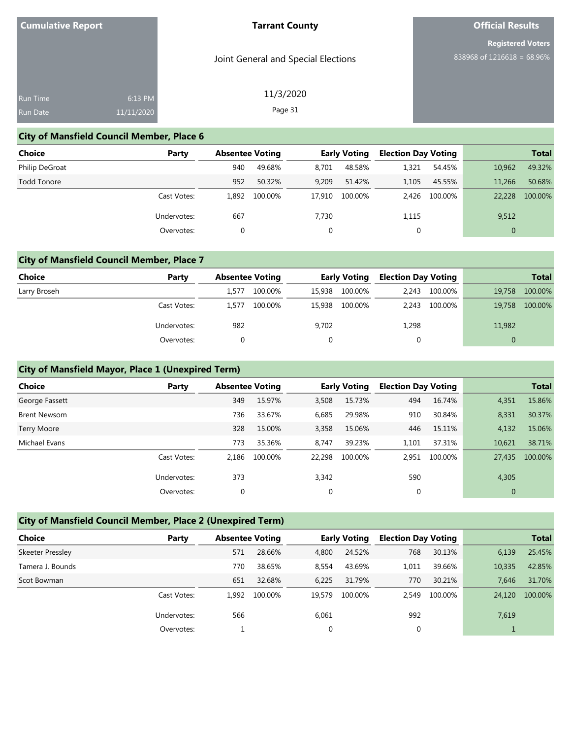Cumulative Report

Run Time 6:13 PM
Run Date 11/11/2020

**Tarrant County**

Joint General and Special Elections

11/3/2020

**Official Results**

**Registered Voters**
838968 of 1216618 = 68.96%

## City of Mansfield Council Member, Place 6

| Choice | Party | Absentee Voting | | Early Voting | | Election Day Voting | | Total | |
|---|---|---|---|---|---|---|---|---|---|
| Philip DeGroat | | 940 | 49.68% | 8,701 | 48.58% | 1,321 | 54.45% | 10,962 | 49.32% |
| Todd Tonore | | 952 | 50.32% | 9,209 | 51.42% | 1,105 | 45.55% | 11,266 | 50.68% |
| | Cast Votes: | 1,892 | 100.00% | 17,910 | 100.00% | 2,426 | 100.00% | 22,228 | 100.00% |
| | Undervotes: | 667 | | 7,730 | | 1,115 | | 9,512 | |
| | Overvotes: | 0 | | 0 | | 0 | | 0 | |

## City of Mansfield Council Member, Place 7

| Choice | Party | Absentee Voting | | Early Voting | | Election Day Voting | | Total | |
|---|---|---|---|---|---|---|---|---|---|
| Larry Broseh | | 1,577 | 100.00% | 15,938 | 100.00% | 2,243 | 100.00% | 19,758 | 100.00% |
| | Cast Votes: | 1,577 | 100.00% | 15,938 | 100.00% | 2,243 | 100.00% | 19,758 | 100.00% |
| | Undervotes: | 982 | | 9,702 | | 1,298 | | 11,982 | |
| | Overvotes: | 0 | | 0 | | 0 | | 0 | |

## City of Mansfield Mayor, Place 1 (Unexpired Term)

| Choice | Party | Absentee Voting | | Early Voting | | Election Day Voting | | Total | |
|---|---|---|---|---|---|---|---|---|---|
| George Fassett | | 349 | 15.97% | 3,508 | 15.73% | 494 | 16.74% | 4,351 | 15.86% |
| Brent Newsom | | 736 | 33.67% | 6,685 | 29.98% | 910 | 30.84% | 8,331 | 30.37% |
| Terry Moore | | 328 | 15.00% | 3,358 | 15.06% | 446 | 15.11% | 4,132 | 15.06% |
| Michael Evans | | 773 | 35.36% | 8,747 | 39.23% | 1,101 | 37.31% | 10,621 | 38.71% |
| | Cast Votes: | 2,186 | 100.00% | 22,298 | 100.00% | 2,951 | 100.00% | 27,435 | 100.00% |
| | Undervotes: | 373 | | 3,342 | | 590 | | 4,305 | |
| | Overvotes: | 0 | | 0 | | 0 | | 0 | |

## City of Mansfield Council Member, Place 2 (Unexpired Term)

| Choice | Party | Absentee Voting | | Early Voting | | Election Day Voting | | Total | |
|---|---|---|---|---|---|---|---|---|---|
| Skeeter Pressley | | 571 | 28.66% | 4,800 | 24.52% | 768 | 30.13% | 6,139 | 25.45% |
| Tamera J. Bounds | | 770 | 38.65% | 8,554 | 43.69% | 1,011 | 39.66% | 10,335 | 42.85% |
| Scot Bowman | | 651 | 32.68% | 6,225 | 31.79% | 770 | 30.21% | 7,646 | 31.70% |
| | Cast Votes: | 1,992 | 100.00% | 19,579 | 100.00% | 2,549 | 100.00% | 24,120 | 100.00% |
| | Undervotes: | 566 | | 6,061 | | 992 | | 7,619 | |
| | Overvotes: | 1 | | 0 | | 0 | | 1 | |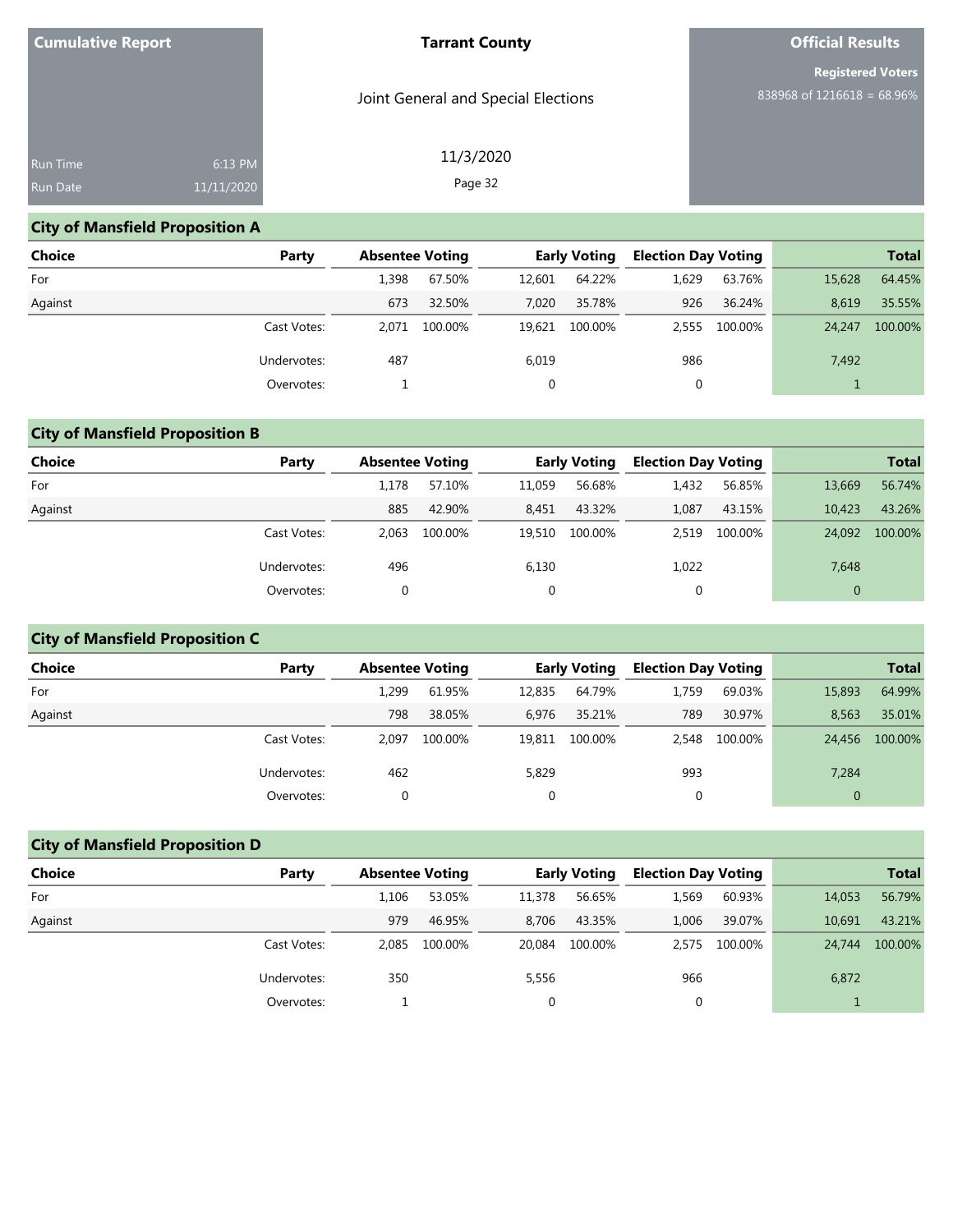Cumulative Report

Run Time 6:13 PM
Run Date 11/11/2020

**Tarrant County**

Joint General and Special Elections

11/3/2020

**Official Results**

**Registered Voters**
838968 of 1216618 = 68.96%

## City of Mansfield Proposition A

| Choice | Party | Absentee Voting | | Early Voting | | Election Day Voting | | Total | |
|---|---|---|---|---|---|---|---|---|---|
| For | | 1,398 | 67.50% | 12,601 | 64.22% | 1,629 | 63.76% | 15,628 | 64.45% |
| Against | | 673 | 32.50% | 7,020 | 35.78% | 926 | 36.24% | 8,619 | 35.55% |
| | Cast Votes: | 2,071 | 100.00% | 19,621 | 100.00% | 2,555 | 100.00% | 24,247 | 100.00% |
| | Undervotes: | 487 | | 6,019 | | 986 | | 7,492 | |
| | Overvotes: | 1 | | 0 | | 0 | | 1 | |

## City of Mansfield Proposition B

| Choice | Party | Absentee Voting | | Early Voting | | Election Day Voting | | Total | |
|---|---|---|---|---|---|---|---|---|---|
| For | | 1,178 | 57.10% | 11,059 | 56.68% | 1,432 | 56.85% | 13,669 | 56.74% |
| Against | | 885 | 42.90% | 8,451 | 43.32% | 1,087 | 43.15% | 10,423 | 43.26% |
| | Cast Votes: | 2,063 | 100.00% | 19,510 | 100.00% | 2,519 | 100.00% | 24,092 | 100.00% |
| | Undervotes: | 496 | | 6,130 | | 1,022 | | 7,648 | |
| | Overvotes: | 0 | | 0 | | 0 | | 0 | |

## City of Mansfield Proposition C

| Choice | Party | Absentee Voting | | Early Voting | | Election Day Voting | | Total | |
|---|---|---|---|---|---|---|---|---|---|
| For | | 1,299 | 61.95% | 12,835 | 64.79% | 1,759 | 69.03% | 15,893 | 64.99% |
| Against | | 798 | 38.05% | 6,976 | 35.21% | 789 | 30.97% | 8,563 | 35.01% |
| | Cast Votes: | 2,097 | 100.00% | 19,811 | 100.00% | 2,548 | 100.00% | 24,456 | 100.00% |
| | Undervotes: | 462 | | 5,829 | | 993 | | 7,284 | |
| | Overvotes: | 0 | | 0 | | 0 | | 0 | |

## City of Mansfield Proposition D

| Choice | Party | Absentee Voting | | Early Voting | | Election Day Voting | | Total | |
|---|---|---|---|---|---|---|---|---|---|
| For | | 1,106 | 53.05% | 11,378 | 56.65% | 1,569 | 60.93% | 14,053 | 56.79% |
| Against | | 979 | 46.95% | 8,706 | 43.35% | 1,006 | 39.07% | 10,691 | 43.21% |
| | Cast Votes: | 2,085 | 100.00% | 20,084 | 100.00% | 2,575 | 100.00% | 24,744 | 100.00% |
| | Undervotes: | 350 | | 5,556 | | 966 | | 6,872 | |
| | Overvotes: | 1 | | 0 | | 0 | | 1 | |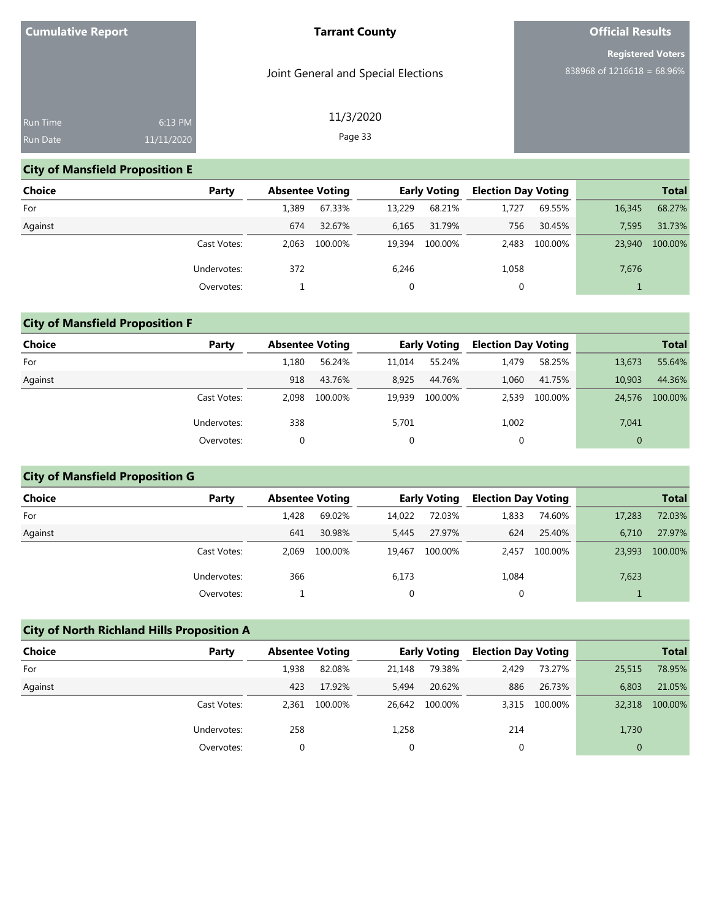**Cumulative Report**

Run Time 6:13 PM
Run Date 11/11/2020

**Tarrant County**

Joint General and Special Elections

11/3/2020

**Official Results**

**Registered Voters**
838968 of 1216618 = 68.96%

## City of Mansfield Proposition E

| Choice | Party | Absentee Voting | | Early Voting | | Election Day Voting | | Total | |
|---|---|---|---|---|---|---|---|---|---|
| For | | 1,389 | 67.33% | 13,229 | 68.21% | 1,727 | 69.55% | 16,345 | 68.27% |
| Against | | 674 | 32.67% | 6,165 | 31.79% | 756 | 30.45% | 7,595 | 31.73% |
| | Cast Votes: | 2,063 | 100.00% | 19,394 | 100.00% | 2,483 | 100.00% | 23,940 | 100.00% |
| | Undervotes: | 372 | | 6,246 | | 1,058 | | 7,676 | |
| | Overvotes: | 1 | | 0 | | 0 | | 1 | |

## City of Mansfield Proposition F

| Choice | Party | Absentee Voting | | Early Voting | | Election Day Voting | | Total | |
|---|---|---|---|---|---|---|---|---|---|
| For | | 1,180 | 56.24% | 11,014 | 55.24% | 1,479 | 58.25% | 13,673 | 55.64% |
| Against | | 918 | 43.76% | 8,925 | 44.76% | 1,060 | 41.75% | 10,903 | 44.36% |
| | Cast Votes: | 2,098 | 100.00% | 19,939 | 100.00% | 2,539 | 100.00% | 24,576 | 100.00% |
| | Undervotes: | 338 | | 5,701 | | 1,002 | | 7,041 | |
| | Overvotes: | 0 | | 0 | | 0 | | 0 | |

## City of Mansfield Proposition G

| Choice | Party | Absentee Voting | | Early Voting | | Election Day Voting | | Total | |
|---|---|---|---|---|---|---|---|---|---|
| For | | 1,428 | 69.02% | 14,022 | 72.03% | 1,833 | 74.60% | 17,283 | 72.03% |
| Against | | 641 | 30.98% | 5,445 | 27.97% | 624 | 25.40% | 6,710 | 27.97% |
| | Cast Votes: | 2,069 | 100.00% | 19,467 | 100.00% | 2,457 | 100.00% | 23,993 | 100.00% |
| | Undervotes: | 366 | | 6,173 | | 1,084 | | 7,623 | |
| | Overvotes: | 1 | | 0 | | 0 | | 1 | |

## City of North Richland Hills Proposition A

| Choice | Party | Absentee Voting | | Early Voting | | Election Day Voting | | Total | |
|---|---|---|---|---|---|---|---|---|---|
| For | | 1,938 | 82.08% | 21,148 | 79.38% | 2,429 | 73.27% | 25,515 | 78.95% |
| Against | | 423 | 17.92% | 5,494 | 20.62% | 886 | 26.73% | 6,803 | 21.05% |
| | Cast Votes: | 2,361 | 100.00% | 26,642 | 100.00% | 3,315 | 100.00% | 32,318 | 100.00% |
| | Undervotes: | 258 | | 1,258 | | 214 | | 1,730 | |
| | Overvotes: | 0 | | 0 | | 0 | | 0 | |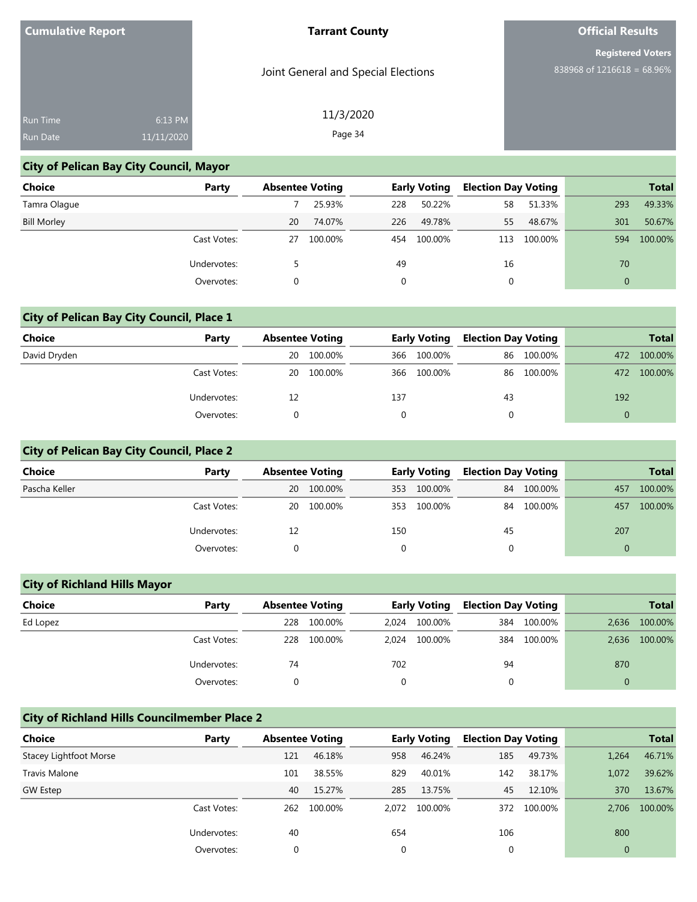**Cumulative Report** | **Tarrant County** | **Official Results**

Joint General and Special Elections

11/3/2020

Run Time 6:13 PM
Run Date 11/11/2020

Registered Voters
838968 of 1216618 = 68.96%

## City of Pelican Bay City Council, Mayor

| Choice | Party | Absentee Voting | | Early Voting | | Election Day Voting | | Total | |
|---|---|---|---|---|---|---|---|---|---|
| Tamra Olague | | 7 | 25.93% | 228 | 50.22% | 58 | 51.33% | 293 | 49.33% |
| Bill Morley | | 20 | 74.07% | 226 | 49.78% | 55 | 48.67% | 301 | 50.67% |
| | Cast Votes: | 27 | 100.00% | 454 | 100.00% | 113 | 100.00% | 594 | 100.00% |
| | Undervotes: | 5 | | 49 | | 16 | | 70 | |
| | Overvotes: | 0 | | 0 | | 0 | | 0 | |

## City of Pelican Bay City Council, Place 1

| Choice | Party | Absentee Voting | | Early Voting | | Election Day Voting | | Total | |
|---|---|---|---|---|---|---|---|---|---|
| David Dryden | | 20 | 100.00% | 366 | 100.00% | 86 | 100.00% | 472 | 100.00% |
| | Cast Votes: | 20 | 100.00% | 366 | 100.00% | 86 | 100.00% | 472 | 100.00% |
| | Undervotes: | 12 | | 137 | | 43 | | 192 | |
| | Overvotes: | 0 | | 0 | | 0 | | 0 | |

## City of Pelican Bay City Council, Place 2

| Choice | Party | Absentee Voting | | Early Voting | | Election Day Voting | | Total | |
|---|---|---|---|---|---|---|---|---|---|
| Pascha Keller | | 20 | 100.00% | 353 | 100.00% | 84 | 100.00% | 457 | 100.00% |
| | Cast Votes: | 20 | 100.00% | 353 | 100.00% | 84 | 100.00% | 457 | 100.00% |
| | Undervotes: | 12 | | 150 | | 45 | | 207 | |
| | Overvotes: | 0 | | 0 | | 0 | | 0 | |

## City of Richland Hills Mayor

| Choice | Party | Absentee Voting | | Early Voting | | Election Day Voting | | Total | |
|---|---|---|---|---|---|---|---|---|---|
| Ed Lopez | | 228 | 100.00% | 2,024 | 100.00% | 384 | 100.00% | 2,636 | 100.00% |
| | Cast Votes: | 228 | 100.00% | 2,024 | 100.00% | 384 | 100.00% | 2,636 | 100.00% |
| | Undervotes: | 74 | | 702 | | 94 | | 870 | |
| | Overvotes: | 0 | | 0 | | 0 | | 0 | |

## City of Richland Hills Councilmember Place 2

| Choice | Party | Absentee Voting | | Early Voting | | Election Day Voting | | Total | |
|---|---|---|---|---|---|---|---|---|---|
| Stacey Lightfoot Morse | | 121 | 46.18% | 958 | 46.24% | 185 | 49.73% | 1,264 | 46.71% |
| Travis Malone | | 101 | 38.55% | 829 | 40.01% | 142 | 38.17% | 1,072 | 39.62% |
| GW Estep | | 40 | 15.27% | 285 | 13.75% | 45 | 12.10% | 370 | 13.67% |
| | Cast Votes: | 262 | 100.00% | 2,072 | 100.00% | 372 | 100.00% | 2,706 | 100.00% |
| | Undervotes: | 40 | | 654 | | 106 | | 800 | |
| | Overvotes: | 0 | | 0 | | 0 | | 0 | |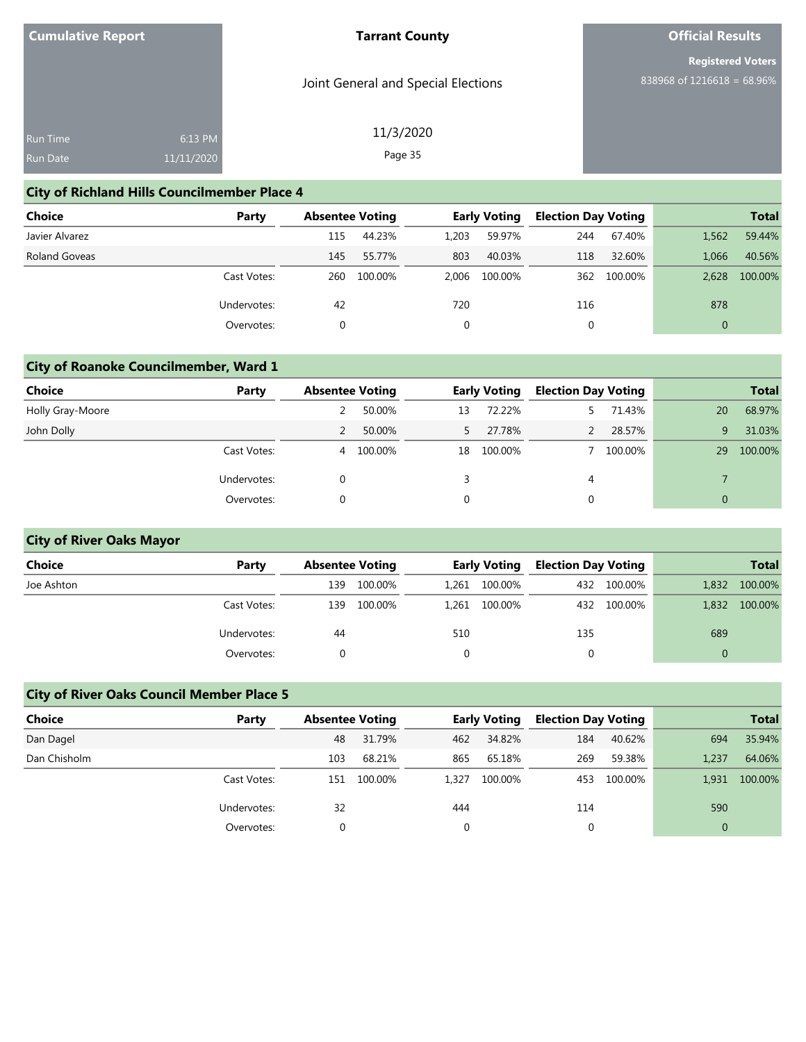**Cumulative Report**

**Tarrant County**

Joint General and Special Elections

11/3/2020

**Official Results**

**Registered Voters**
838968 of 1216618 = 68.96%

Run Time 6:13 PM
Run Date 11/11/2020

## City of Richland Hills Councilmember Place 4

| Choice | Party | Absentee Voting | | Early Voting | | Election Day Voting | | Total | |
|---|---|---|---|---|---|---|---|---|---|
| Javier Alvarez | | 115 | 44.23% | 1,203 | 59.97% | 244 | 67.40% | 1,562 | 59.44% |
| Roland Goveas | | 145 | 55.77% | 803 | 40.03% | 118 | 32.60% | 1,066 | 40.56% |
| | Cast Votes: | 260 | 100.00% | 2,006 | 100.00% | 362 | 100.00% | 2,628 | 100.00% |
| | Undervotes: | 42 | | 720 | | 116 | | 878 | |
| | Overvotes: | 0 | | 0 | | 0 | | 0 | |

## City of Roanoke Councilmember, Ward 1

| Choice | Party | Absentee Voting | | Early Voting | | Election Day Voting | | Total | |
|---|---|---|---|---|---|---|---|---|---|
| Holly Gray-Moore | | 2 | 50.00% | 13 | 72.22% | 5 | 71.43% | 20 | 68.97% |
| John Dolly | | 2 | 50.00% | 5 | 27.78% | 2 | 28.57% | 9 | 31.03% |
| | Cast Votes: | 4 | 100.00% | 18 | 100.00% | 7 | 100.00% | 29 | 100.00% |
| | Undervotes: | 0 | | 3 | | 4 | | 7 | |
| | Overvotes: | 0 | | 0 | | 0 | | 0 | |

## City of River Oaks Mayor

| Choice | Party | Absentee Voting | | Early Voting | | Election Day Voting | | Total | |
|---|---|---|---|---|---|---|---|---|---|
| Joe Ashton | | 139 | 100.00% | 1,261 | 100.00% | 432 | 100.00% | 1,832 | 100.00% |
| | Cast Votes: | 139 | 100.00% | 1,261 | 100.00% | 432 | 100.00% | 1,832 | 100.00% |
| | Undervotes: | 44 | | 510 | | 135 | | 689 | |
| | Overvotes: | 0 | | 0 | | 0 | | 0 | |

## City of River Oaks Council Member Place 5

| Choice | Party | Absentee Voting | | Early Voting | | Election Day Voting | | Total | |
|---|---|---|---|---|---|---|---|---|---|
| Dan Dagel | | 48 | 31.79% | 462 | 34.82% | 184 | 40.62% | 694 | 35.94% |
| Dan Chisholm | | 103 | 68.21% | 865 | 65.18% | 269 | 59.38% | 1,237 | 64.06% |
| | Cast Votes: | 151 | 100.00% | 1,327 | 100.00% | 453 | 100.00% | 1,931 | 100.00% |
| | Undervotes: | 32 | | 444 | | 114 | | 590 | |
| | Overvotes: | 0 | | 0 | | 0 | | 0 | |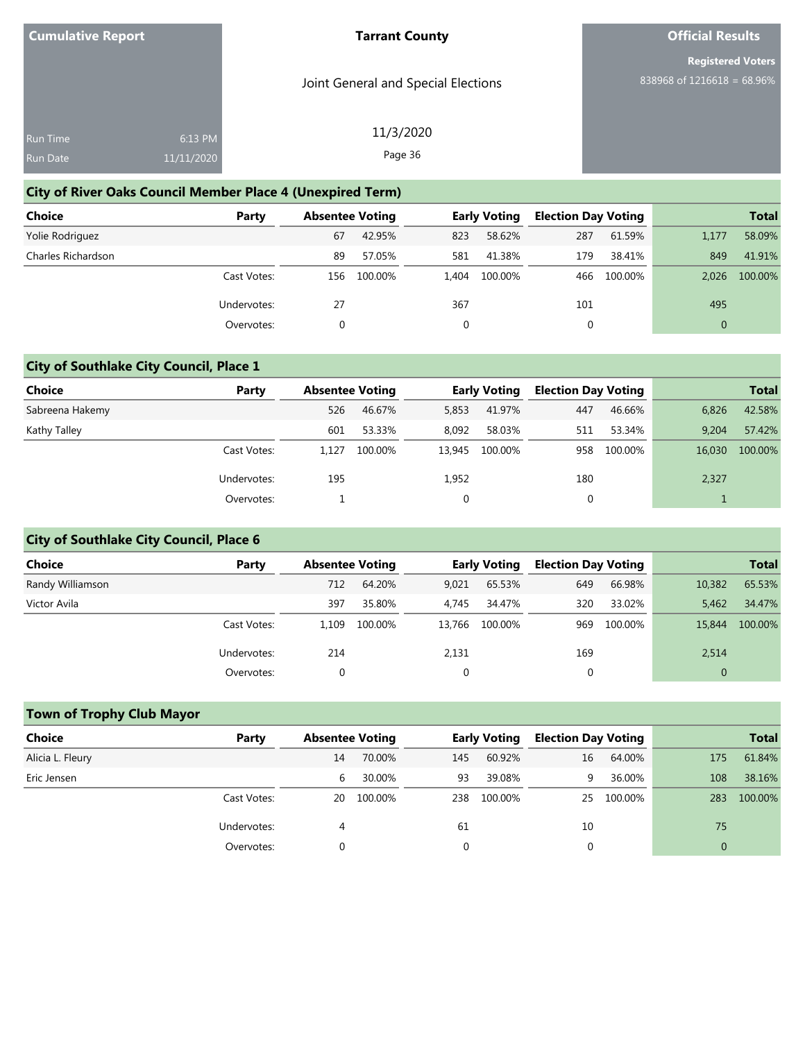**Cumulative Report** | **Tarrant County** | **Official Results**

Joint General and Special Elections

11/3/2020

Run Time 6:13 PM
Run Date 11/11/2020

Registered Voters
838968 of 1216618 = 68.96%

## City of River Oaks Council Member Place 4 (Unexpired Term)

| Choice | Party | Absentee Voting | | Early Voting | | Election Day Voting | | Total | |
|---|---|---|---|---|---|---|---|---|---|
| Yolie Rodriguez | | 67 | 42.95% | 823 | 58.62% | 287 | 61.59% | 1,177 | 58.09% |
| Charles Richardson | | 89 | 57.05% | 581 | 41.38% | 179 | 38.41% | 849 | 41.91% |
| | Cast Votes: | 156 | 100.00% | 1,404 | 100.00% | 466 | 100.00% | 2,026 | 100.00% |
| | Undervotes: | 27 | | 367 | | 101 | | 495 | |
| | Overvotes: | 0 | | 0 | | 0 | | 0 | |

## City of Southlake City Council, Place 1

| Choice | Party | Absentee Voting | | Early Voting | | Election Day Voting | | Total | |
|---|---|---|---|---|---|---|---|---|---|
| Sabreena Hakemy | | 526 | 46.67% | 5,853 | 41.97% | 447 | 46.66% | 6,826 | 42.58% |
| Kathy Talley | | 601 | 53.33% | 8,092 | 58.03% | 511 | 53.34% | 9,204 | 57.42% |
| | Cast Votes: | 1,127 | 100.00% | 13,945 | 100.00% | 958 | 100.00% | 16,030 | 100.00% |
| | Undervotes: | 195 | | 1,952 | | 180 | | 2,327 | |
| | Overvotes: | 1 | | 0 | | 0 | | 1 | |

## City of Southlake City Council, Place 6

| Choice | Party | Absentee Voting | | Early Voting | | Election Day Voting | | Total | |
|---|---|---|---|---|---|---|---|---|---|
| Randy Williamson | | 712 | 64.20% | 9,021 | 65.53% | 649 | 66.98% | 10,382 | 65.53% |
| Victor Avila | | 397 | 35.80% | 4,745 | 34.47% | 320 | 33.02% | 5,462 | 34.47% |
| | Cast Votes: | 1,109 | 100.00% | 13,766 | 100.00% | 969 | 100.00% | 15,844 | 100.00% |
| | Undervotes: | 214 | | 2,131 | | 169 | | 2,514 | |
| | Overvotes: | 0 | | 0 | | 0 | | 0 | |

## Town of Trophy Club Mayor

| Choice | Party | Absentee Voting | | Early Voting | | Election Day Voting | | Total | |
|---|---|---|---|---|---|---|---|---|---|
| Alicia L. Fleury | | 14 | 70.00% | 145 | 60.92% | 16 | 64.00% | 175 | 61.84% |
| Eric Jensen | | 6 | 30.00% | 93 | 39.08% | 9 | 36.00% | 108 | 38.16% |
| | Cast Votes: | 20 | 100.00% | 238 | 100.00% | 25 | 100.00% | 283 | 100.00% |
| | Undervotes: | 4 | | 61 | | 10 | | 75 | |
| | Overvotes: | 0 | | 0 | | 0 | | 0 | |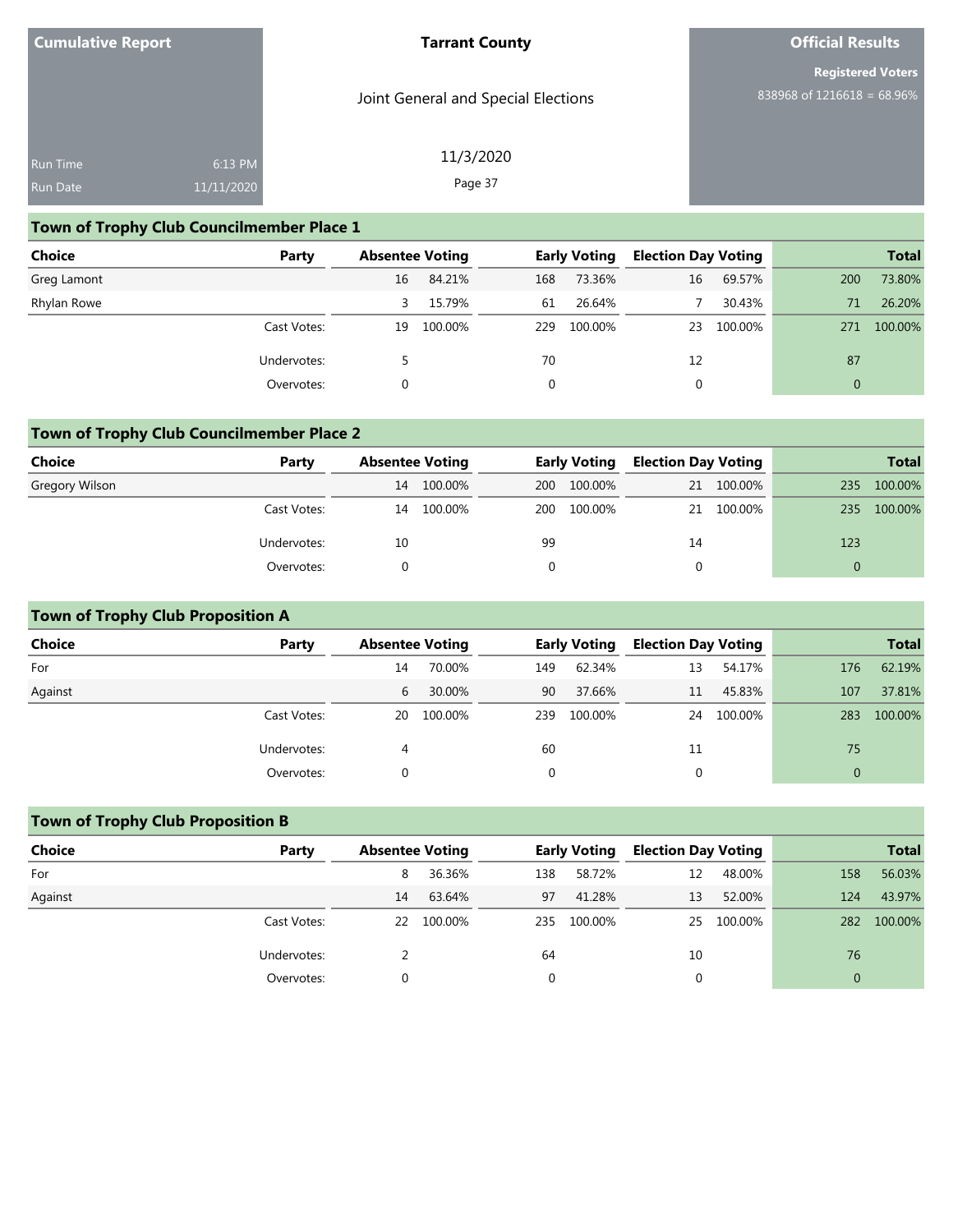**Cumulative Report**

Run Time 6:13 PM
Run Date 11/11/2020

**Tarrant County**

Joint General and Special Elections

11/3/2020

**Official Results**

**Registered Voters**
838968 of 1216618 = 68.96%

## Town of Trophy Club Councilmember Place 1

| Choice | Party | Absentee Voting | | Early Voting | | Election Day Voting | | Total | |
|---|---|---|---|---|---|---|---|---|---|
| Greg Lamont | | 16 | 84.21% | 168 | 73.36% | 16 | 69.57% | 200 | 73.80% |
| Rhylan Rowe | | 3 | 15.79% | 61 | 26.64% | 7 | 30.43% | 71 | 26.20% |
| | Cast Votes: | 19 | 100.00% | 229 | 100.00% | 23 | 100.00% | 271 | 100.00% |
| | Undervotes: | 5 | | 70 | | 12 | | 87 | |
| | Overvotes: | 0 | | 0 | | 0 | | 0 | |

## Town of Trophy Club Councilmember Place 2

| Choice | Party | Absentee Voting | | Early Voting | | Election Day Voting | | Total | |
|---|---|---|---|---|---|---|---|---|---|
| Gregory Wilson | | 14 | 100.00% | 200 | 100.00% | 21 | 100.00% | 235 | 100.00% |
| | Cast Votes: | 14 | 100.00% | 200 | 100.00% | 21 | 100.00% | 235 | 100.00% |
| | Undervotes: | 10 | | 99 | | 14 | | 123 | |
| | Overvotes: | 0 | | 0 | | 0 | | 0 | |

## Town of Trophy Club Proposition A

| Choice | Party | Absentee Voting | | Early Voting | | Election Day Voting | | Total | |
|---|---|---|---|---|---|---|---|---|---|
| For | | 14 | 70.00% | 149 | 62.34% | 13 | 54.17% | 176 | 62.19% |
| Against | | 6 | 30.00% | 90 | 37.66% | 11 | 45.83% | 107 | 37.81% |
| | Cast Votes: | 20 | 100.00% | 239 | 100.00% | 24 | 100.00% | 283 | 100.00% |
| | Undervotes: | 4 | | 60 | | 11 | | 75 | |
| | Overvotes: | 0 | | 0 | | 0 | | 0 | |

## Town of Trophy Club Proposition B

| Choice | Party | Absentee Voting | | Early Voting | | Election Day Voting | | Total | |
|---|---|---|---|---|---|---|---|---|---|
| For | | 8 | 36.36% | 138 | 58.72% | 12 | 48.00% | 158 | 56.03% |
| Against | | 14 | 63.64% | 97 | 41.28% | 13 | 52.00% | 124 | 43.97% |
| | Cast Votes: | 22 | 100.00% | 235 | 100.00% | 25 | 100.00% | 282 | 100.00% |
| | Undervotes: | 2 | | 64 | | 10 | | 76 | |
| | Overvotes: | 0 | | 0 | | 0 | | 0 | |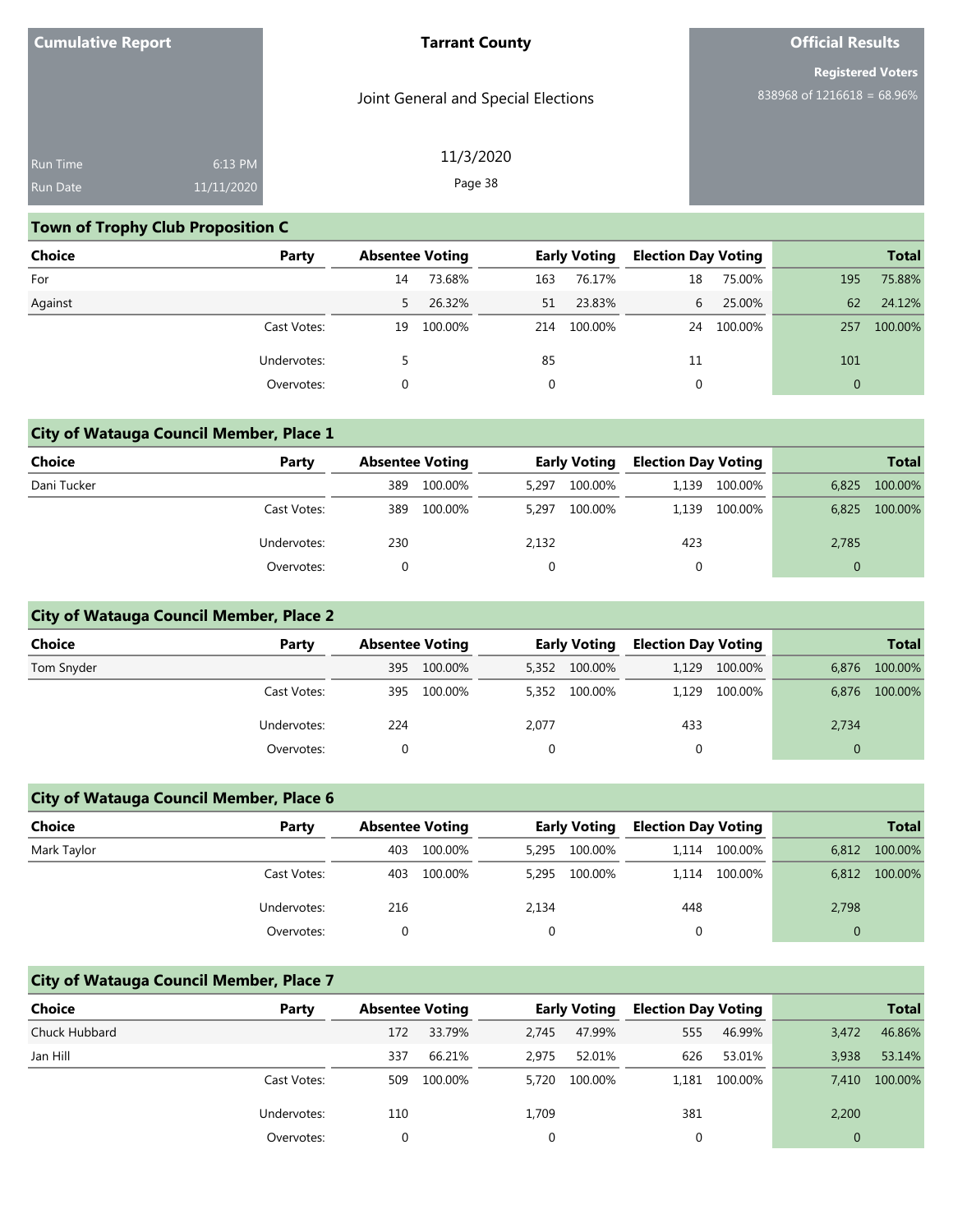Cumulative Report

Run Time 6:13 PM
Run Date 11/11/2020

**Tarrant County**

Joint General and Special Elections

11/3/2020

**Official Results**

**Registered Voters**
838968 of 1216618 = 68.96%

## Town of Trophy Club Proposition C

| Choice | Party | Absentee Voting | | Early Voting | | Election Day Voting | | Total | |
|---|---|---|---|---|---|---|---|---|---|
| For | | 14 | 73.68% | 163 | 76.17% | 18 | 75.00% | 195 | 75.88% |
| Against | | 5 | 26.32% | 51 | 23.83% | 6 | 25.00% | 62 | 24.12% |
| | Cast Votes: | 19 | 100.00% | 214 | 100.00% | 24 | 100.00% | 257 | 100.00% |
| | Undervotes: | 5 | | 85 | | 11 | | 101 | |
| | Overvotes: | 0 | | 0 | | 0 | | 0 | |

## City of Watauga Council Member, Place 1

| Choice | Party | Absentee Voting | | Early Voting | | Election Day Voting | | Total | |
|---|---|---|---|---|---|---|---|---|---|
| Dani Tucker | | 389 | 100.00% | 5,297 | 100.00% | 1,139 | 100.00% | 6,825 | 100.00% |
| | Cast Votes: | 389 | 100.00% | 5,297 | 100.00% | 1,139 | 100.00% | 6,825 | 100.00% |
| | Undervotes: | 230 | | 2,132 | | 423 | | 2,785 | |
| | Overvotes: | 0 | | 0 | | 0 | | 0 | |

## City of Watauga Council Member, Place 2

| Choice | Party | Absentee Voting | | Early Voting | | Election Day Voting | | Total | |
|---|---|---|---|---|---|---|---|---|---|
| Tom Snyder | | 395 | 100.00% | 5,352 | 100.00% | 1,129 | 100.00% | 6,876 | 100.00% |
| | Cast Votes: | 395 | 100.00% | 5,352 | 100.00% | 1,129 | 100.00% | 6,876 | 100.00% |
| | Undervotes: | 224 | | 2,077 | | 433 | | 2,734 | |
| | Overvotes: | 0 | | 0 | | 0 | | 0 | |

## City of Watauga Council Member, Place 6

| Choice | Party | Absentee Voting | | Early Voting | | Election Day Voting | | Total | |
|---|---|---|---|---|---|---|---|---|---|
| Mark Taylor | | 403 | 100.00% | 5,295 | 100.00% | 1,114 | 100.00% | 6,812 | 100.00% |
| | Cast Votes: | 403 | 100.00% | 5,295 | 100.00% | 1,114 | 100.00% | 6,812 | 100.00% |
| | Undervotes: | 216 | | 2,134 | | 448 | | 2,798 | |
| | Overvotes: | 0 | | 0 | | 0 | | 0 | |

## City of Watauga Council Member, Place 7

| Choice | Party | Absentee Voting | | Early Voting | | Election Day Voting | | Total | |
|---|---|---|---|---|---|---|---|---|---|
| Chuck Hubbard | | 172 | 33.79% | 2,745 | 47.99% | 555 | 46.99% | 3,472 | 46.86% |
| Jan Hill | | 337 | 66.21% | 2,975 | 52.01% | 626 | 53.01% | 3,938 | 53.14% |
| | Cast Votes: | 509 | 100.00% | 5,720 | 100.00% | 1,181 | 100.00% | 7,410 | 100.00% |
| | Undervotes: | 110 | | 1,709 | | 381 | | 2,200 | |
| | Overvotes: | 0 | | 0 | | 0 | | 0 | |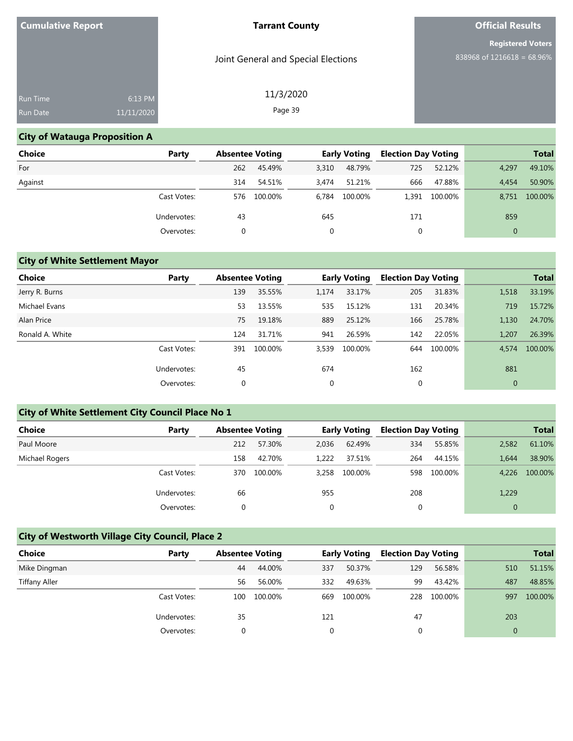**Cumulative Report**

Run Time 6:13 PM
Run Date 11/11/2020

**Tarrant County**

Joint General and Special Elections

11/3/2020

**Official Results**

**Registered Voters**
838968 of 1216618 = 68.96%

## City of Watauga Proposition A

| Choice | Party | Absentee Voting | | Early Voting | | Election Day Voting | | Total | |
|---|---|---|---|---|---|---|---|---|---|
| For | | 262 | 45.49% | 3,310 | 48.79% | 725 | 52.12% | 4,297 | 49.10% |
| Against | | 314 | 54.51% | 3,474 | 51.21% | 666 | 47.88% | 4,454 | 50.90% |
| | Cast Votes: | 576 | 100.00% | 6,784 | 100.00% | 1,391 | 100.00% | 8,751 | 100.00% |
| | Undervotes: | 43 | | 645 | | 171 | | 859 | |
| | Overvotes: | 0 | | 0 | | 0 | | 0 | |

## City of White Settlement Mayor

| Choice | Party | Absentee Voting | | Early Voting | | Election Day Voting | | Total | |
|---|---|---|---|---|---|---|---|---|---|
| Jerry R. Burns | | 139 | 35.55% | 1,174 | 33.17% | 205 | 31.83% | 1,518 | 33.19% |
| Michael Evans | | 53 | 13.55% | 535 | 15.12% | 131 | 20.34% | 719 | 15.72% |
| Alan Price | | 75 | 19.18% | 889 | 25.12% | 166 | 25.78% | 1,130 | 24.70% |
| Ronald A. White | | 124 | 31.71% | 941 | 26.59% | 142 | 22.05% | 1,207 | 26.39% |
| | Cast Votes: | 391 | 100.00% | 3,539 | 100.00% | 644 | 100.00% | 4,574 | 100.00% |
| | Undervotes: | 45 | | 674 | | 162 | | 881 | |
| | Overvotes: | 0 | | 0 | | 0 | | 0 | |

## City of White Settlement City Council Place No 1

| Choice | Party | Absentee Voting | | Early Voting | | Election Day Voting | | Total | |
|---|---|---|---|---|---|---|---|---|---|
| Paul Moore | | 212 | 57.30% | 2,036 | 62.49% | 334 | 55.85% | 2,582 | 61.10% |
| Michael Rogers | | 158 | 42.70% | 1,222 | 37.51% | 264 | 44.15% | 1,644 | 38.90% |
| | Cast Votes: | 370 | 100.00% | 3,258 | 100.00% | 598 | 100.00% | 4,226 | 100.00% |
| | Undervotes: | 66 | | 955 | | 208 | | 1,229 | |
| | Overvotes: | 0 | | 0 | | 0 | | 0 | |

## City of Westworth Village City Council, Place 2

| Choice | Party | Absentee Voting | | Early Voting | | Election Day Voting | | Total | |
|---|---|---|---|---|---|---|---|---|---|
| Mike Dingman | | 44 | 44.00% | 337 | 50.37% | 129 | 56.58% | 510 | 51.15% |
| Tiffany Aller | | 56 | 56.00% | 332 | 49.63% | 99 | 43.42% | 487 | 48.85% |
| | Cast Votes: | 100 | 100.00% | 669 | 100.00% | 228 | 100.00% | 997 | 100.00% |
| | Undervotes: | 35 | | 121 | | 47 | | 203 | |
| | Overvotes: | 0 | | 0 | | 0 | | 0 | |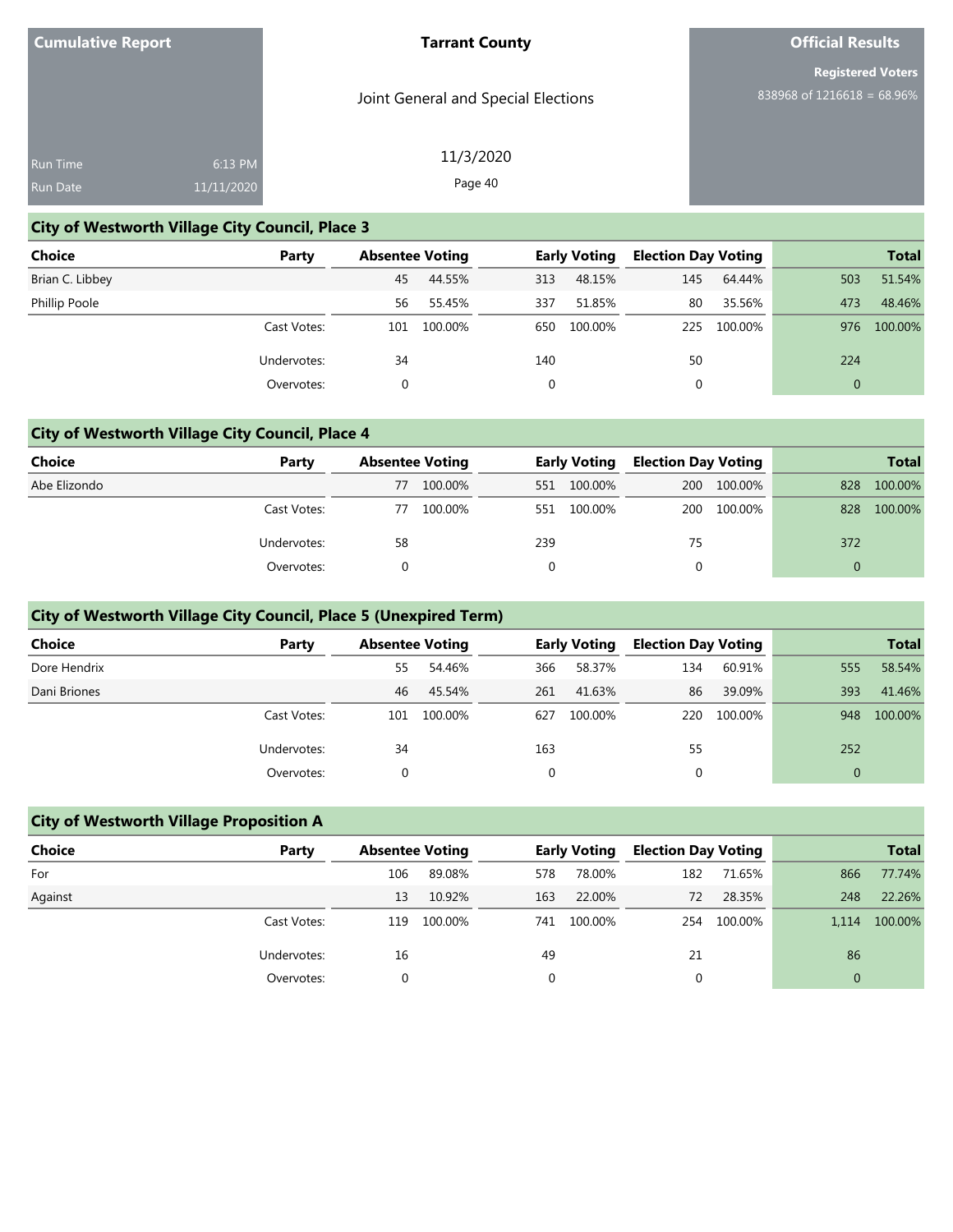| Cumulative Report | | Tarrant County | Official Results |
|---|---|---|---|
| | | Joint General and Special Elections | Registered Voters 838968 of 1216618 = 68.96% |
| Run Time | 6:13 PM | 11/3/2020 | |
| Run Date | 11/11/2020 | | |

## City of Westworth Village City Council, Place 3

| Choice | Party | Absentee Voting | | Early Voting | | Election Day Voting | | Total | |
|---|---|---|---|---|---|---|---|---|---|
| Brian C. Libbey | | 45 | 44.55% | 313 | 48.15% | 145 | 64.44% | 503 | 51.54% |
| Phillip Poole | | 56 | 55.45% | 337 | 51.85% | 80 | 35.56% | 473 | 48.46% |
| | Cast Votes: | 101 | 100.00% | 650 | 100.00% | 225 | 100.00% | 976 | 100.00% |
| | Undervotes: | 34 | | 140 | | 50 | | 224 | |
| | Overvotes: | 0 | | 0 | | 0 | | 0 | |

## City of Westworth Village City Council, Place 4

| Choice | Party | Absentee Voting | | Early Voting | | Election Day Voting | | Total | |
|---|---|---|---|---|---|---|---|---|---|
| Abe Elizondo | | 77 | 100.00% | 551 | 100.00% | 200 | 100.00% | 828 | 100.00% |
| | Cast Votes: | 77 | 100.00% | 551 | 100.00% | 200 | 100.00% | 828 | 100.00% |
| | Undervotes: | 58 | | 239 | | 75 | | 372 | |
| | Overvotes: | 0 | | 0 | | 0 | | 0 | |

## City of Westworth Village City Council, Place 5 (Unexpired Term)

| Choice | Party | Absentee Voting | | Early Voting | | Election Day Voting | | Total | |
|---|---|---|---|---|---|---|---|---|---|
| Dore Hendrix | | 55 | 54.46% | 366 | 58.37% | 134 | 60.91% | 555 | 58.54% |
| Dani Briones | | 46 | 45.54% | 261 | 41.63% | 86 | 39.09% | 393 | 41.46% |
| | Cast Votes: | 101 | 100.00% | 627 | 100.00% | 220 | 100.00% | 948 | 100.00% |
| | Undervotes: | 34 | | 163 | | 55 | | 252 | |
| | Overvotes: | 0 | | 0 | | 0 | | 0 | |

## City of Westworth Village Proposition A

| Choice | Party | Absentee Voting | | Early Voting | | Election Day Voting | | Total | |
|---|---|---|---|---|---|---|---|---|---|
| For | | 106 | 89.08% | 578 | 78.00% | 182 | 71.65% | 866 | 77.74% |
| Against | | 13 | 10.92% | 163 | 22.00% | 72 | 28.35% | 248 | 22.26% |
| | Cast Votes: | 119 | 100.00% | 741 | 100.00% | 254 | 100.00% | 1,114 | 100.00% |
| | Undervotes: | 16 | | 49 | | 21 | | 86 | |
| | Overvotes: | 0 | | 0 | | 0 | | 0 | |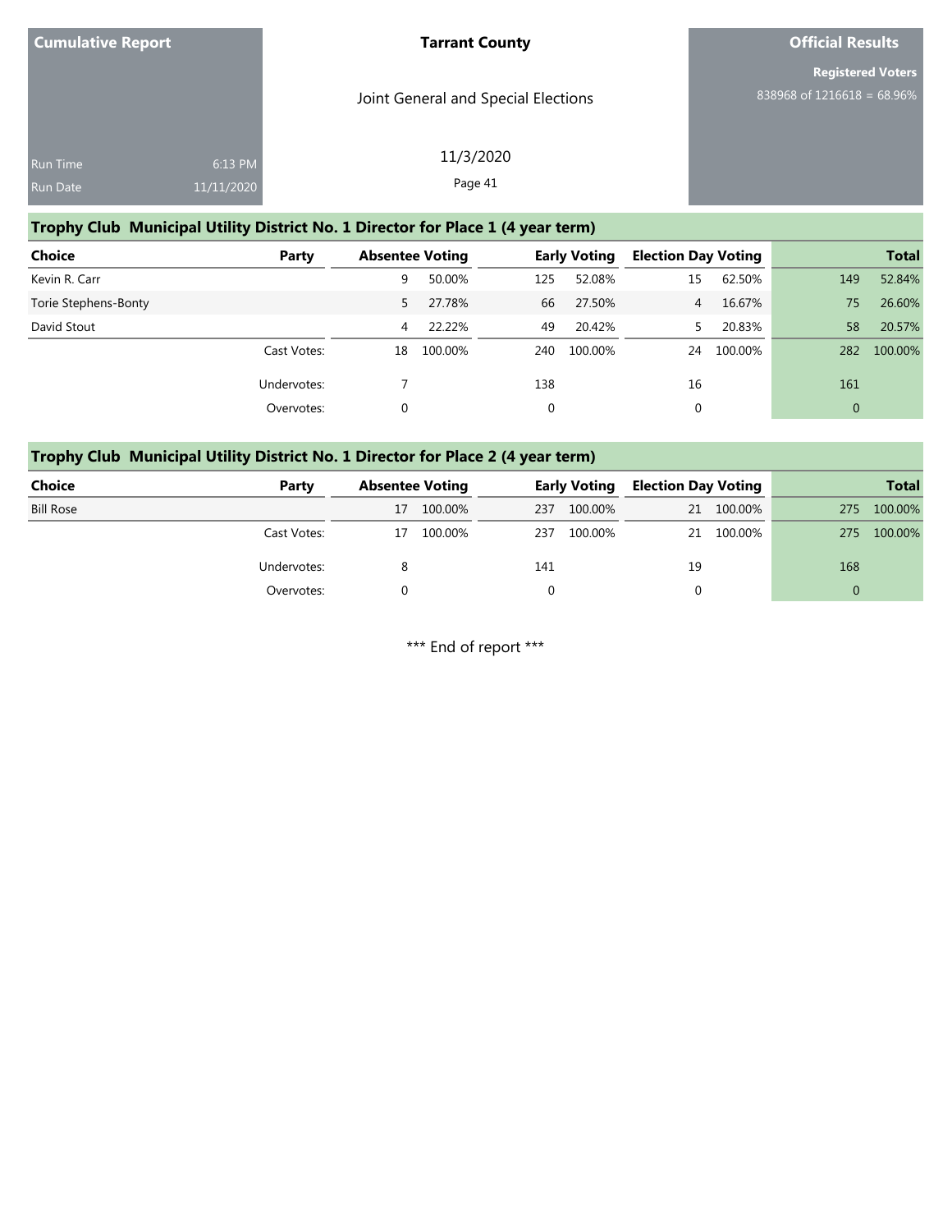| Cumulative Report | Tarrant County | Official Results |
|---|---|---|
| | Joint General and Special Elections | Registered Voters 838968 of 1216618 = 68.96% |
| Run Time 6:13 PM | 11/3/2020 | |
| Run Date 11/11/2020 | | |

## Trophy Club Municipal Utility District No. 1 Director for Place 1 (4 year term)

| Choice | Party | Absentee Voting | | Early Voting | | Election Day Voting | | Total | |
|---|---|---|---|---|---|---|---|---|---|
| Kevin R. Carr | | 9 | 50.00% | 125 | 52.08% | 15 | 62.50% | 149 | 52.84% |
| Torie Stephens-Bonty | | 5 | 27.78% | 66 | 27.50% | 4 | 16.67% | 75 | 26.60% |
| David Stout | | 4 | 22.22% | 49 | 20.42% | 5 | 20.83% | 58 | 20.57% |
| | Cast Votes: | 18 | 100.00% | 240 | 100.00% | 24 | 100.00% | 282 | 100.00% |
| | Undervotes: | 7 | | 138 | | 16 | | 161 | |
| | Overvotes: | 0 | | 0 | | 0 | | 0 | |

## Trophy Club Municipal Utility District No. 1 Director for Place 2 (4 year term)

| Choice | Party | Absentee Voting | | Early Voting | | Election Day Voting | | Total | |
|---|---|---|---|---|---|---|---|---|---|
| Bill Rose | | 17 | 100.00% | 237 | 100.00% | 21 | 100.00% | 275 | 100.00% |
| | Cast Votes: | 17 | 100.00% | 237 | 100.00% | 21 | 100.00% | 275 | 100.00% |
| | Undervotes: | 8 | | 141 | | 19 | | 168 | |
| | Overvotes: | 0 | | 0 | | 0 | | 0 | |

*** End of report ***